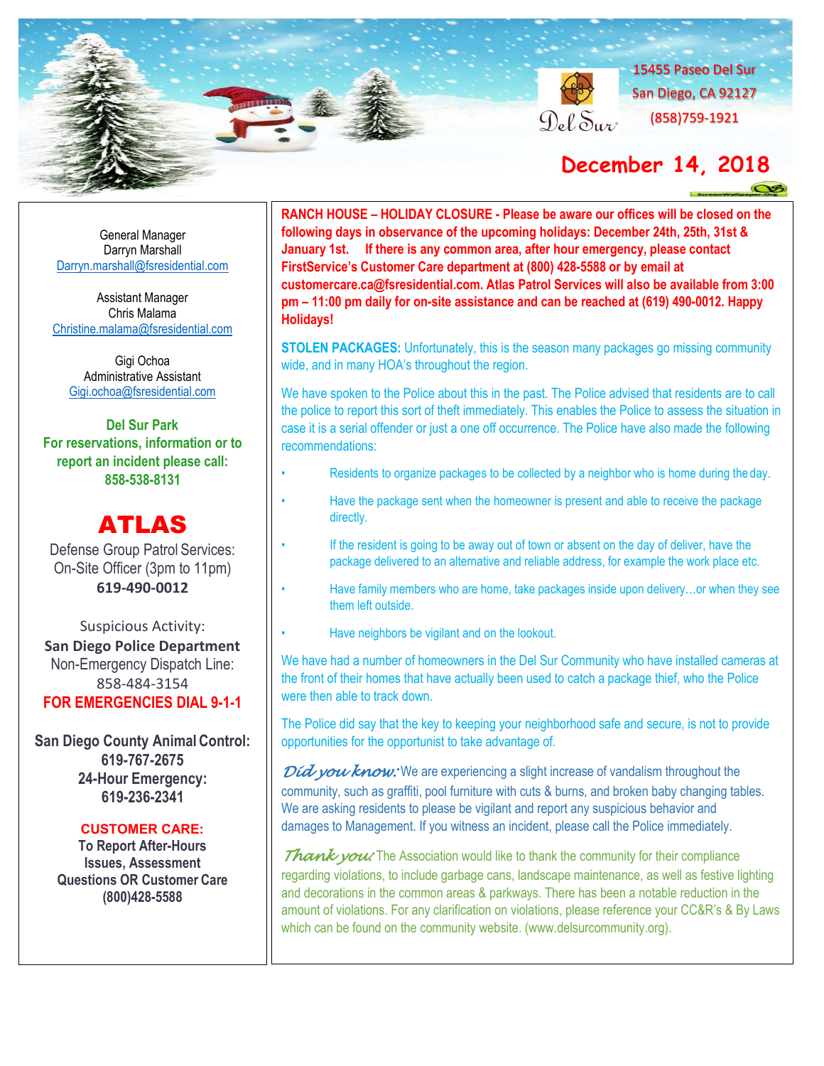15455 Paseo Del Sur
San Diego, CA 92127
(858)759-1921

Del Sur

# December 14, 2018

General Manager
Darryn Marshall
Darryn.marshall@fsresidential.com

Assistant Manager
Chris Malama
Christine.malama@fsresidential.com

Gigi Ochoa
Administrative Assistant
Gigi.ochoa@fsresidential.com

**Del Sur Park**
**For reservations, information or to report an incident please call:**
**858-538-8131**

## ATLAS

Defense Group Patrol Services:
On-Site Officer (3pm to 11pm)
**619-490-0012**

Suspicious Activity:
**San Diego Police Department**
Non-Emergency Dispatch Line:
858-484-3154
**FOR EMERGENCIES DIAL 9-1-1**

**San Diego County Animal Control:**
**619-767-2675**
**24-Hour Emergency:**
**619-236-2341**

**CUSTOMER CARE:**
**To Report After-Hours Issues, Assessment Questions OR Customer Care**
**(800)428-5588**

**RANCH HOUSE – HOLIDAY CLOSURE - Please be aware our offices will be closed on the following days in observance of the upcoming holidays: December 24th, 25th, 31st & January 1st. If there is any common area, after hour emergency, please contact FirstService's Customer Care department at (800) 428-5588 or by email at customercare.ca@fsresidential.com. Atlas Patrol Services will also be available from 3:00 pm – 11:00 pm daily for on-site assistance and can be reached at (619) 490-0012. Happy Holidays!**

**STOLEN PACKAGES:** Unfortunately, this is the season many packages go missing community wide, and in many HOA's throughout the region.

We have spoken to the Police about this in the past. The Police advised that residents are to call the police to report this sort of theft immediately. This enables the Police to assess the situation in case it is a serial offender or just a one off occurrence. The Police have also made the following recommendations:

- Residents to organize packages to be collected by a neighbor who is home during the day.
- Have the package sent when the homeowner is present and able to receive the package directly.
- If the resident is going to be away out of town or absent on the day of deliver, have the package delivered to an alternative and reliable address, for example the work place etc.
- Have family members who are home, take packages inside upon delivery…or when they see them left outside.
- Have neighbors be vigilant and on the lookout.

We have had a number of homeowners in the Del Sur Community who have installed cameras at the front of their homes that have actually been used to catch a package thief, who the Police were then able to track down.

The Police did say that the key to keeping your neighborhood safe and secure, is not to provide opportunities for the opportunist to take advantage of.

***Did you know:*** We are experiencing a slight increase of vandalism throughout the community, such as graffiti, pool furniture with cuts & burns, and broken baby changing tables. We are asking residents to please be vigilant and report any suspicious behavior and damages to Management. If you witness an incident, please call the Police immediately.

***Thank you:*** The Association would like to thank the community for their compliance regarding violations, to include garbage cans, landscape maintenance, as well as festive lighting and decorations in the common areas & parkways. There has been a notable reduction in the amount of violations. For any clarification on violations, please reference your CC&R's & By Laws which can be found on the community website. (www.delsurcommunity.org).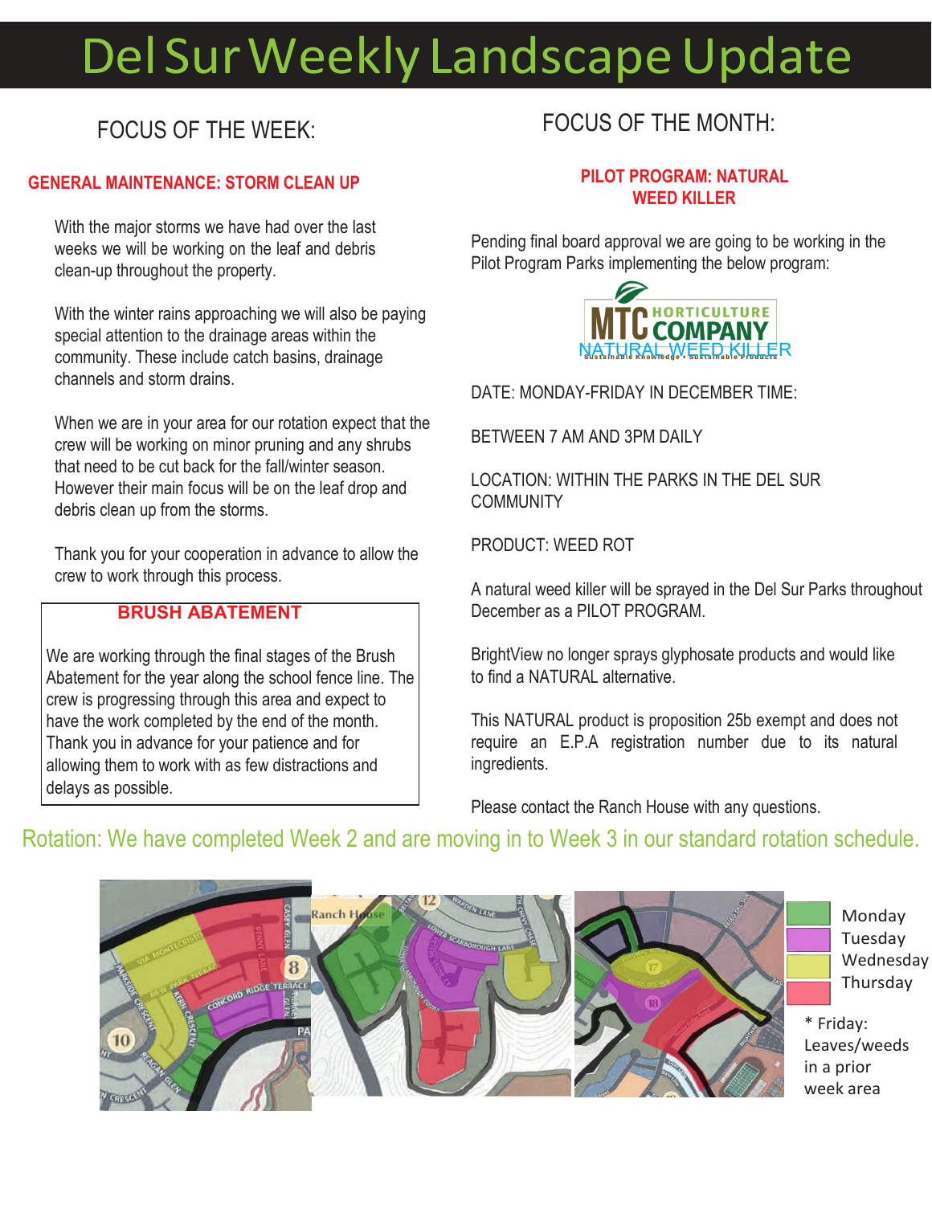# Del Sur Weekly Landscape Update

## FOCUS OF THE WEEK:

### GENERAL MAINTENANCE: STORM CLEAN UP

With the major storms we have had over the last weeks we will be working on the leaf and debris clean-up throughout the property.

With the winter rains approaching we will also be paying special attention to the drainage areas within the community. These include catch basins, drainage channels and storm drains.

When we are in your area for our rotation expect that the crew will be working on minor pruning and any shrubs that need to be cut back for the fall/winter season. However their main focus will be on the leaf drop and debris clean up from the storms.

Thank you for your cooperation in advance to allow the crew to work through this process.

### BRUSH ABATEMENT

We are working through the final stages of the Brush Abatement for the year along the school fence line. The crew is progressing through this area and expect to have the work completed by the end of the month. Thank you in advance for your patience and for allowing them to work with as few distractions and delays as possible.

## FOCUS OF THE MONTH:

### PILOT PROGRAM: NATURAL WEED KILLER

Pending final board approval we are going to be working in the Pilot Program Parks implementing the below program:

MTC HORTICULTURE COMPANY
Sustainable Knowledge • Sustainable Products
NATURAL WEED KILLER

DATE: MONDAY-FRIDAY IN DECEMBER TIME:

BETWEEN 7 AM AND 3PM DAILY

LOCATION: WITHIN THE PARKS IN THE DEL SUR COMMUNITY

PRODUCT: WEED ROT

A natural weed killer will be sprayed in the Del Sur Parks throughout December as a PILOT PROGRAM.

BrightView no longer sprays glyphosate products and would like to find a NATURAL alternative.

This NATURAL product is proposition 25b exempt and does not require an E.P.A registration number due to its natural ingredients.

Please contact the Ranch House with any questions.

Rotation: We have completed Week 2 and are moving in to Week 3 in our standard rotation schedule.

- Monday
- Tuesday
- Wednesday
- Thursday

\* Friday: Leaves/weeds in a prior week area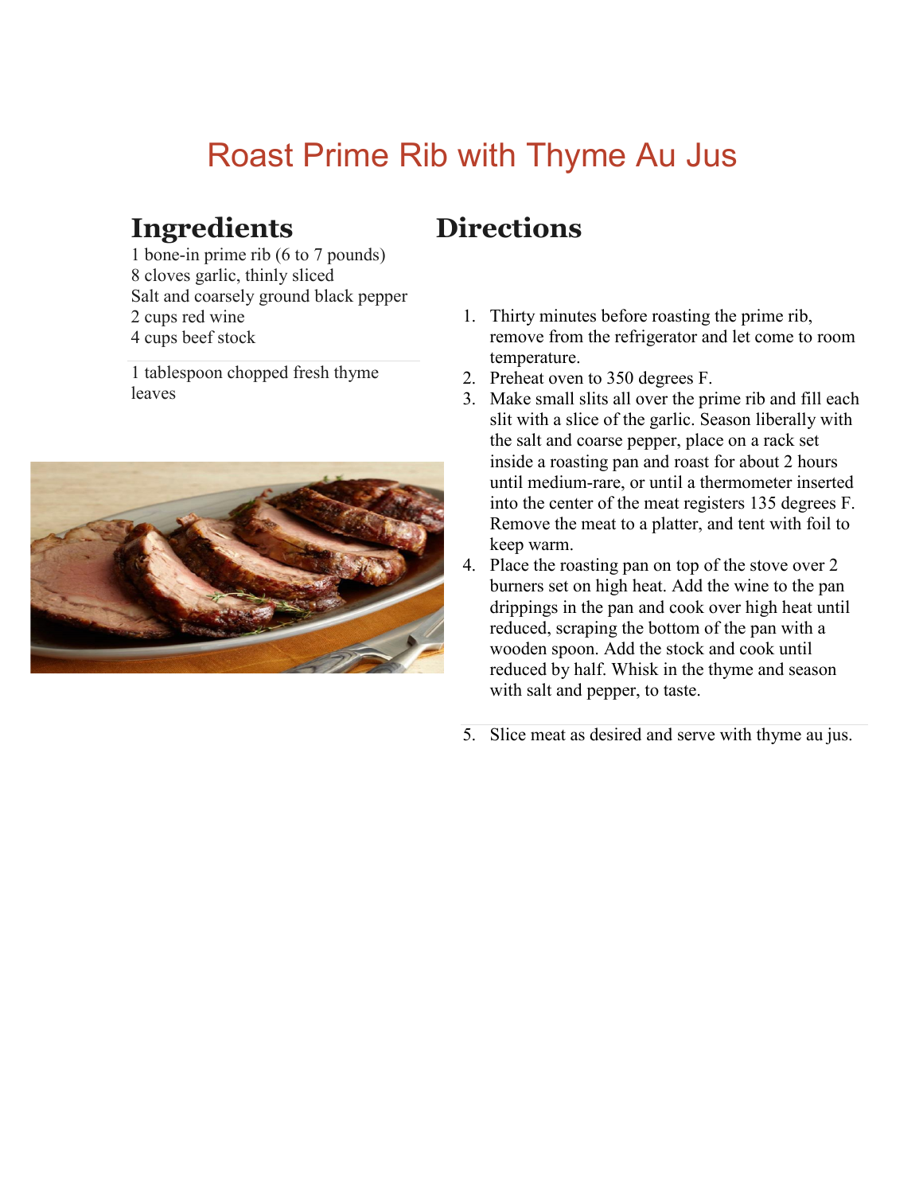# Roast Prime Rib with Thyme Au Jus

## Ingredients

1 bone-in prime rib (6 to 7 pounds)
8 cloves garlic, thinly sliced
Salt and coarsely ground black pepper
2 cups red wine
4 cups beef stock

1 tablespoon chopped fresh thyme leaves

## Directions

1. Thirty minutes before roasting the prime rib, remove from the refrigerator and let come to room temperature.
2. Preheat oven to 350 degrees F.
3. Make small slits all over the prime rib and fill each slit with a slice of the garlic. Season liberally with the salt and coarse pepper, place on a rack set inside a roasting pan and roast for about 2 hours until medium-rare, or until a thermometer inserted into the center of the meat registers 135 degrees F. Remove the meat to a platter, and tent with foil to keep warm.
4. Place the roasting pan on top of the stove over 2 burners set on high heat. Add the wine to the pan drippings in the pan and cook over high heat until reduced, scraping the bottom of the pan with a wooden spoon. Add the stock and cook until reduced by half. Whisk in the thyme and season with salt and pepper, to taste.

5. Slice meat as desired and serve with thyme au jus.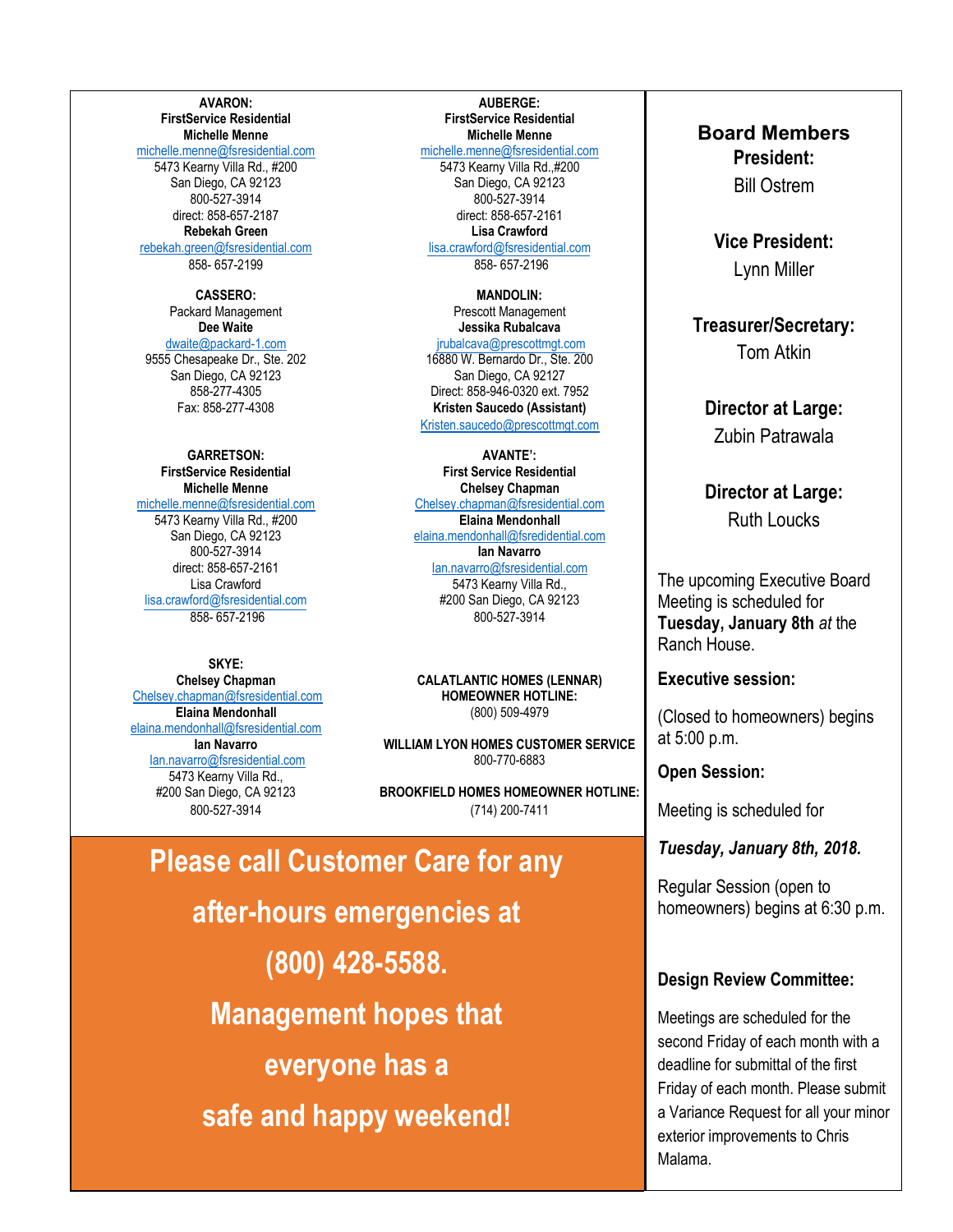**AVARON:**
**FirstService Residential**
**Michelle Menne**
michelle.menne@fsresidential.com
5473 Kearny Villa Rd., #200
San Diego, CA 92123
800-527-3914
direct: 858-657-2187
**Rebekah Green**
rebekah.green@fsresidential.com
858- 657-2199

**AUBERGE:**
**FirstService Residential**
**Michelle Menne**
michelle.menne@fsresidential.com
5473 Kearny Villa Rd.,#200
San Diego, CA 92123
800-527-3914
direct: 858-657-2161
**Lisa Crawford**
lisa.crawford@fsresidential.com
858- 657-2196

**CASSERO:**
Packard Management
**Dee Waite**
dwaite@packard-1.com
9555 Chesapeake Dr., Ste. 202
San Diego, CA 92123
858-277-4305
Fax: 858-277-4308

**MANDOLIN:**
Prescott Management
**Jessika Rubalcava**
jrubalcava@prescottmgt.com
16880 W. Bernardo Dr., Ste. 200
San Diego, CA 92127
Direct: 858-946-0320 ext. 7952
**Kristen Saucedo (Assistant)**
Kristen.saucedo@prescottmgt.com

**GARRETSON:**
**FirstService Residential**
**Michelle Menne**
michelle.menne@fsresidential.com
5473 Kearny Villa Rd., #200
San Diego, CA 92123
800-527-3914
direct: 858-657-2161
Lisa Crawford
lisa.crawford@fsresidential.com
858- 657-2196

**AVANTE':**
**First Service Residential**
**Chelsey Chapman**
Chelsey.chapman@fsresidential.com
**Elaina Mendonhall**
elaina.mendonhall@fsredidential.com
**Ian Navarro**
Ian.navarro@fsresidential.com
5473 Kearny Villa Rd.,
#200 San Diego, CA 92123
800-527-3914

**SKYE:**
**Chelsey Chapman**
Chelsey.chapman@fsresidential.com
**Elaina Mendonhall**
elaina.mendonhall@fsresidential.com
**Ian Navarro**
Ian.navarro@fsresidential.com
5473 Kearny Villa Rd.,
#200 San Diego, CA 92123
800-527-3914

**CALATLANTIC HOMES (LENNAR) HOMEOWNER HOTLINE:**
(800) 509-4979

**WILLIAM LYON HOMES CUSTOMER SERVICE**
800-770-6883

**BROOKFIELD HOMES HOMEOWNER HOTLINE:**
(714) 200-7411

**Please call Customer Care for any after-hours emergencies at (800) 428-5588.**

**Management hopes that everyone has a safe and happy weekend!**

## Board Members

**President:**
Bill Ostrem

**Vice President:**
Lynn Miller

**Treasurer/Secretary:**
Tom Atkin

**Director at Large:**
Zubin Patrawala

**Director at Large:**
Ruth Loucks

The upcoming Executive Board Meeting is scheduled for **Tuesday, January 8th** *at* the Ranch House.

**Executive session:**

(Closed to homeowners) begins at 5:00 p.m.

**Open Session:**

Meeting is scheduled for

***Tuesday, January 8th, 2018.***

Regular Session (open to homeowners) begins at 6:30 p.m.

**Design Review Committee:**

Meetings are scheduled for the second Friday of each month with a deadline for submittal of the first Friday of each month. Please submit a Variance Request for all your minor exterior improvements to Chris Malama.